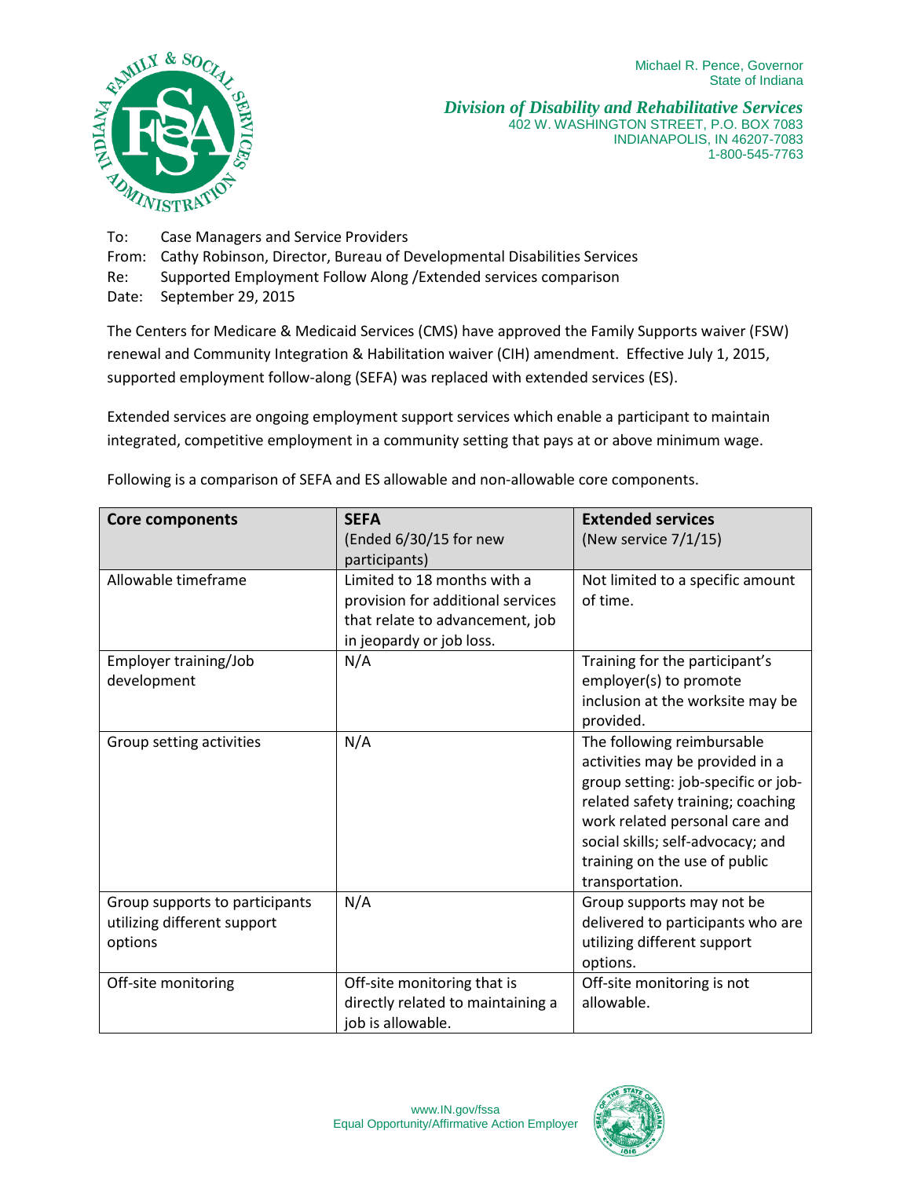Michael R. Pence, Governor
State of Indiana

***Division of Disability and Rehabilitative Services***
402 W. WASHINGTON STREET, P.O. BOX 7083
INDIANAPOLIS, IN 46207-7083
1-800-545-7763

To: Case Managers and Service Providers
From: Cathy Robinson, Director, Bureau of Developmental Disabilities Services
Re: Supported Employment Follow Along /Extended services comparison
Date: September 29, 2015

The Centers for Medicare & Medicaid Services (CMS) have approved the Family Supports waiver (FSW) renewal and Community Integration & Habilitation waiver (CIH) amendment. Effective July 1, 2015, supported employment follow-along (SEFA) was replaced with extended services (ES).

Extended services are ongoing employment support services which enable a participant to maintain integrated, competitive employment in a community setting that pays at or above minimum wage.

Following is a comparison of SEFA and ES allowable and non-allowable core components.

| **Core components** | **SEFA** (Ended 6/30/15 for new participants) | **Extended services** (New service 7/1/15) |
|---|---|---|
| Allowable timeframe | Limited to 18 months with a provision for additional services that relate to advancement, job in jeopardy or job loss. | Not limited to a specific amount of time. |
| Employer training/Job development | N/A | Training for the participant's employer(s) to promote inclusion at the worksite may be provided. |
| Group setting activities | N/A | The following reimbursable activities may be provided in a group setting: job-specific or job-related safety training; coaching work related personal care and social skills; self-advocacy; and training on the use of public transportation. |
| Group supports to participants utilizing different support options | N/A | Group supports may not be delivered to participants who are utilizing different support options. |
| Off-site monitoring | Off-site monitoring that is directly related to maintaining a job is allowable. | Off-site monitoring is not allowable. |

www.IN.gov/fssa
Equal Opportunity/Affirmative Action Employer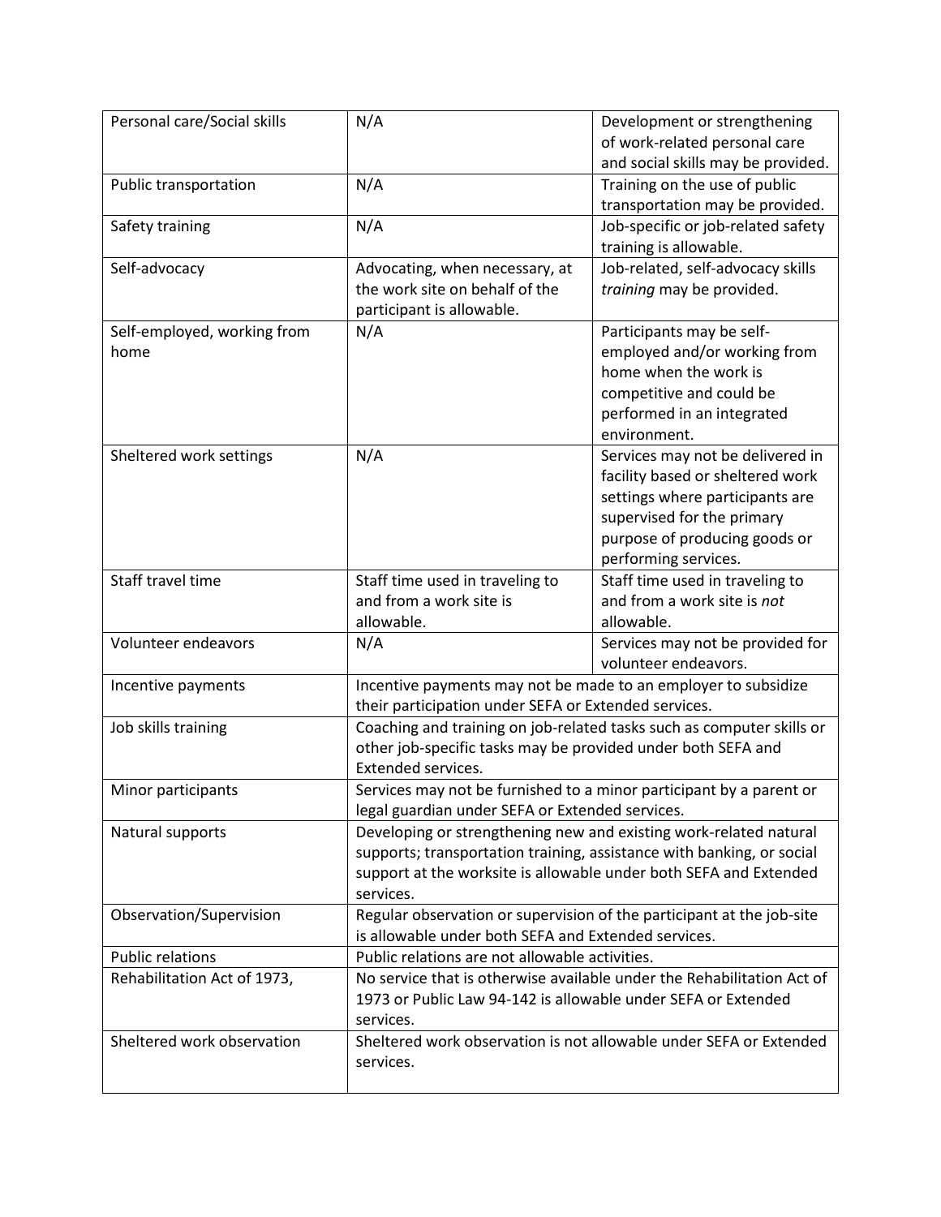| | | |
|---|---|---|
| Personal care/Social skills | N/A | Development or strengthening of work-related personal care and social skills may be provided. |
| Public transportation | N/A | Training on the use of public transportation may be provided. |
| Safety training | N/A | Job-specific or job-related safety training is allowable. |
| Self-advocacy | Advocating, when necessary, at the work site on behalf of the participant is allowable. | Job-related, self-advocacy skills *training* may be provided. |
| Self-employed, working from home | N/A | Participants may be self-employed and/or working from home when the work is competitive and could be performed in an integrated environment. |
| Sheltered work settings | N/A | Services may not be delivered in facility based or sheltered work settings where participants are supervised for the primary purpose of producing goods or performing services. |
| Staff travel time | Staff time used in traveling to and from a work site is allowable. | Staff time used in traveling to and from a work site is *not* allowable. |
| Volunteer endeavors | N/A | Services may not be provided for volunteer endeavors. |
| Incentive payments | Incentive payments may not be made to an employer to subsidize their participation under SEFA or Extended services. | |
| Job skills training | Coaching and training on job-related tasks such as computer skills or other job-specific tasks may be provided under both SEFA and Extended services. | |
| Minor participants | Services may not be furnished to a minor participant by a parent or legal guardian under SEFA or Extended services. | |
| Natural supports | Developing or strengthening new and existing work-related natural supports; transportation training, assistance with banking, or social support at the worksite is allowable under both SEFA and Extended services. | |
| Observation/Supervision | Regular observation or supervision of the participant at the job-site is allowable under both SEFA and Extended services. | |
| Public relations | Public relations are not allowable activities. | |
| Rehabilitation Act of 1973, | No service that is otherwise available under the Rehabilitation Act of 1973 or Public Law 94-142 is allowable under SEFA or Extended services. | |
| Sheltered work observation | Sheltered work observation is not allowable under SEFA or Extended services. | |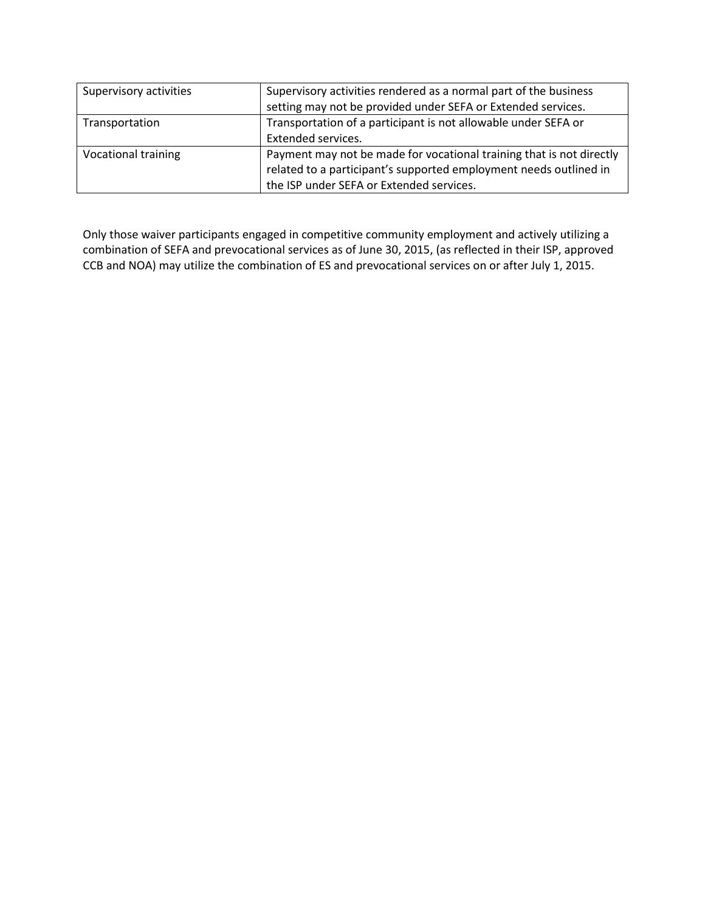| | |
|---|---|
| Supervisory activities | Supervisory activities rendered as a normal part of the business setting may not be provided under SEFA or Extended services. |
| Transportation | Transportation of a participant is not allowable under SEFA or Extended services. |
| Vocational training | Payment may not be made for vocational training that is not directly related to a participant's supported employment needs outlined in the ISP under SEFA or Extended services. |

Only those waiver participants engaged in competitive community employment and actively utilizing a combination of SEFA and prevocational services as of June 30, 2015, (as reflected in their ISP, approved CCB and NOA) may utilize the combination of ES and prevocational services on or after July 1, 2015.